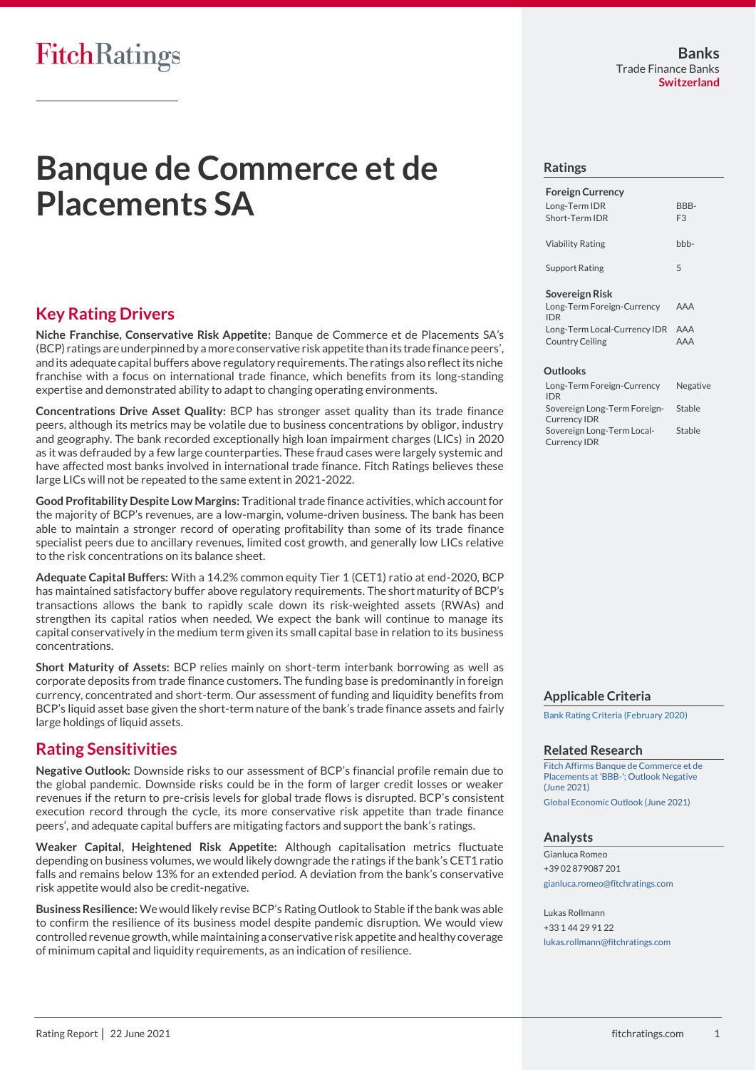FitchRatings

**Banks**
Trade Finance Banks
**Switzerland**

# Banque de Commerce et de Placements SA

## Key Rating Drivers

**Niche Franchise, Conservative Risk Appetite:** Banque de Commerce et de Placements SA's (BCP) ratings are underpinned by a more conservative risk appetite than its trade finance peers', and its adequate capital buffers above regulatory requirements. The ratings also reflect its niche franchise with a focus on international trade finance, which benefits from its long-standing expertise and demonstrated ability to adapt to changing operating environments.

**Concentrations Drive Asset Quality:** BCP has stronger asset quality than its trade finance peers, although its metrics may be volatile due to business concentrations by obligor, industry and geography. The bank recorded exceptionally high loan impairment charges (LICs) in 2020 as it was defrauded by a few large counterparties. These fraud cases were largely systemic and have affected most banks involved in international trade finance. Fitch Ratings believes these large LICs will not be repeated to the same extent in 2021-2022.

**Good Profitability Despite Low Margins:** Traditional trade finance activities, which account for the majority of BCP's revenues, are a low-margin, volume-driven business. The bank has been able to maintain a stronger record of operating profitability than some of its trade finance specialist peers due to ancillary revenues, limited cost growth, and generally low LICs relative to the risk concentrations on its balance sheet.

**Adequate Capital Buffers:** With a 14.2% common equity Tier 1 (CET1) ratio at end-2020, BCP has maintained satisfactory buffer above regulatory requirements. The short maturity of BCP's transactions allows the bank to rapidly scale down its risk-weighted assets (RWAs) and strengthen its capital ratios when needed. We expect the bank will continue to manage its capital conservatively in the medium term given its small capital base in relation to its business concentrations.

**Short Maturity of Assets:** BCP relies mainly on short-term interbank borrowing as well as corporate deposits from trade finance customers. The funding base is predominantly in foreign currency, concentrated and short-term. Our assessment of funding and liquidity benefits from BCP's liquid asset base given the short-term nature of the bank's trade finance assets and fairly large holdings of liquid assets.

## Rating Sensitivities

**Negative Outlook:** Downside risks to our assessment of BCP's financial profile remain due to the global pandemic. Downside risks could be in the form of larger credit losses or weaker revenues if the return to pre-crisis levels for global trade flows is disrupted. BCP's consistent execution record through the cycle, its more conservative risk appetite than trade finance peers', and adequate capital buffers are mitigating factors and support the bank's ratings.

**Weaker Capital, Heightened Risk Appetite:** Although capitalisation metrics fluctuate depending on business volumes, we would likely downgrade the ratings if the bank's CET1 ratio falls and remains below 13% for an extended period. A deviation from the bank's conservative risk appetite would also be credit-negative.

**Business Resilience:** We would likely revise BCP's Rating Outlook to Stable if the bank was able to confirm the resilience of its business model despite pandemic disruption. We would view controlled revenue growth, while maintaining a conservative risk appetite and healthy coverage of minimum capital and liquidity requirements, as an indication of resilience.

## Ratings

| **Foreign Currency** | |
|---|---|
| Long-Term IDR | BBB- |
| Short-Term IDR | F3 |
| | |
| Viability Rating | bbb- |
| | |
| Support Rating | 5 |
| | |
| **Sovereign Risk** | |
| Long-Term Foreign-Currency IDR | AAA |
| Long-Term Local-Currency IDR | AAA |
| Country Ceiling | AAA |

**Outlooks**

| | |
|---|---|
| Long-Term Foreign-Currency IDR | Negative |
| Sovereign Long-Term Foreign-Currency IDR | Stable |
| Sovereign Long-Term Local-Currency IDR | Stable |

## Applicable Criteria

Bank Rating Criteria (February 2020)

## Related Research

Fitch Affirms Banque de Commerce et de Placements at 'BBB-'; Outlook Negative (June 2021)

Global Economic Outlook (June 2021)

## Analysts

Gianluca Romeo
+39 02 879087 201
gianluca.romeo@fitchratings.com

Lukas Rollmann
+33 1 44 29 91 22
lukas.rollmann@fitchratings.com

Rating Report | 22 June 2021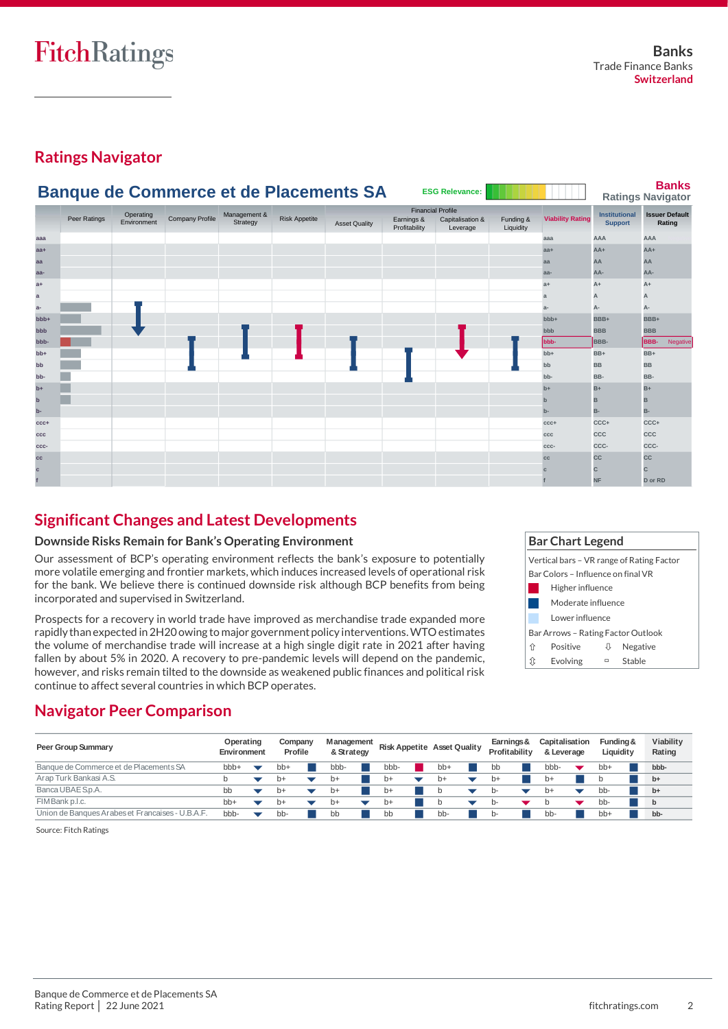Banks
Trade Finance Banks
Switzerland

## Ratings Navigator

### Banque de Commerce et de Placements SA

ESG Relevance:

Banks Ratings Navigator

| | Peer Ratings | Operating Environment | Company Profile | Management & Strategy | Risk Appetite | Asset Quality | Earnings & Profitability | Capitalisation & Leverage | Funding & Liquidity | Viability Rating | Institutional Support | Issuer Default Rating |
|---|---|---|---|---|---|---|---|---|---|---|---|---|
| | | | | | | Financial Profile | | | | | | |
| | | | | | | | | | | bbb- | BBB- | BBB- Negative |

## Significant Changes and Latest Developments

### Downside Risks Remain for Bank's Operating Environment

Our assessment of BCP's operating environment reflects the bank's exposure to potentially more volatile emerging and frontier markets, which induces increased levels of operational risk for the bank. We believe there is continued downside risk although BCP benefits from being incorporated and supervised in Switzerland.

Prospects for a recovery in world trade have improved as merchandise trade expanded more rapidly than expected in 2H20 owing to major government policy interventions. WTO estimates the volume of merchandise trade will increase at a high single digit rate in 2021 after having fallen by about 5% in 2020. A recovery to pre-pandemic levels will depend on the pandemic, however, and risks remain tilted to the downside as weakened public finances and political risk continue to affect several countries in which BCP operates.

**Bar Chart Legend**

Vertical bars – VR range of Rating Factor

Bar Colors – Influence on final VR
- Higher influence
- Moderate influence
- Lower influence

Bar Arrows – Rating Factor Outlook
- ⇧ Positive
- ⇩ Negative
- ⇳ Evolving
- ▭ Stable

## Navigator Peer Comparison

| Peer Group Summary | Operating Environment | Company Profile | Management & Strategy | Risk Appetite | Asset Quality | Earnings & Profitability | Capitalisation & Leverage | Funding & Liquidity | Viability Rating |
|---|---|---|---|---|---|---|---|---|---|
| Banque de Commerce et de Placements SA | bbb+ | bb+ | bbb- | bbb- | bb+ | bb | bbb- | bb+ | bbb- |
| Arap Turk Bankasi A.S. | b | b+ | b+ | b+ | b+ | b+ | b+ | b | b+ |
| Banca UBAE S.p.A. | bb | b+ | b+ | b+ | b | b- | b+ | bb- | b+ |
| FIM Bank p.l.c. | bb+ | b+ | b+ | b+ | b | b- | b | bb- | b |
| Union de Banques Arabes et Francaises - U.B.A.F. | bbb- | bb- | bb | bb | bb- | b- | bb- | bb+ | bb- |

Source: Fitch Ratings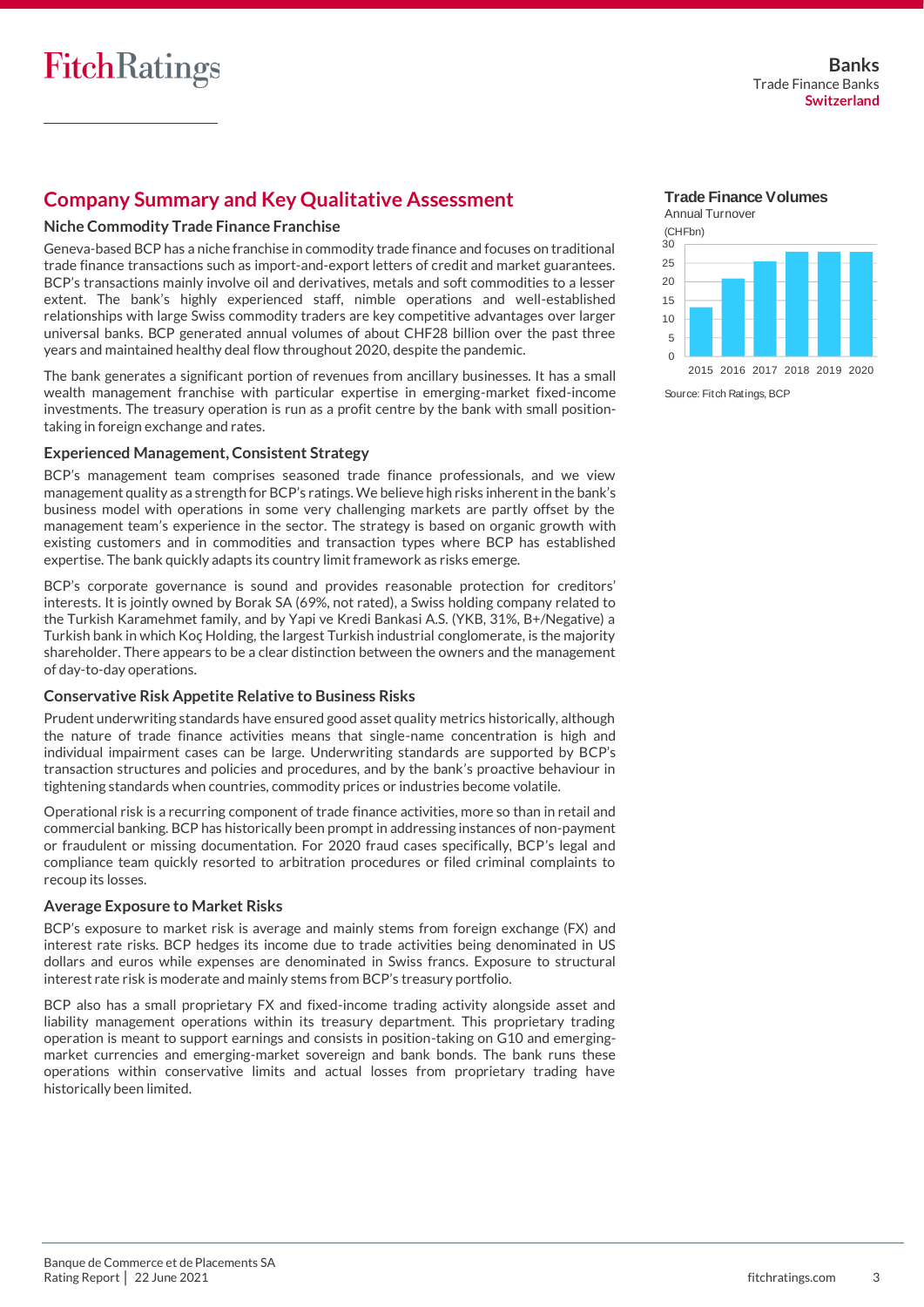## Company Summary and Key Qualitative Assessment

### Niche Commodity Trade Finance Franchise

Geneva-based BCP has a niche franchise in commodity trade finance and focuses on traditional trade finance transactions such as import-and-export letters of credit and market guarantees. BCP's transactions mainly involve oil and derivatives, metals and soft commodities to a lesser extent. The bank's highly experienced staff, nimble operations and well-established relationships with large Swiss commodity traders are key competitive advantages over larger universal banks. BCP generated annual volumes of about CHF28 billion over the past three years and maintained healthy deal flow throughout 2020, despite the pandemic.

The bank generates a significant portion of revenues from ancillary businesses. It has a small wealth management franchise with particular expertise in emerging-market fixed-income investments. The treasury operation is run as a profit centre by the bank with small position-taking in foreign exchange and rates.

### Experienced Management, Consistent Strategy

BCP's management team comprises seasoned trade finance professionals, and we view management quality as a strength for BCP's ratings. We believe high risks inherent in the bank's business model with operations in some very challenging markets are partly offset by the management team's experience in the sector. The strategy is based on organic growth with existing customers and in commodities and transaction types where BCP has established expertise. The bank quickly adapts its country limit framework as risks emerge.

BCP's corporate governance is sound and provides reasonable protection for creditors' interests. It is jointly owned by Borak SA (69%, not rated), a Swiss holding company related to the Turkish Karamehmet family, and by Yapi ve Kredi Bankasi A.S. (YKB, 31%, B+/Negative) a Turkish bank in which Koç Holding, the largest Turkish industrial conglomerate, is the majority shareholder. There appears to be a clear distinction between the owners and the management of day-to-day operations.

### Conservative Risk Appetite Relative to Business Risks

Prudent underwriting standards have ensured good asset quality metrics historically, although the nature of trade finance activities means that single-name concentration is high and individual impairment cases can be large. Underwriting standards are supported by BCP's transaction structures and policies and procedures, and by the bank's proactive behaviour in tightening standards when countries, commodity prices or industries become volatile.

Operational risk is a recurring component of trade finance activities, more so than in retail and commercial banking. BCP has historically been prompt in addressing instances of non-payment or fraudulent or missing documentation. For 2020 fraud cases specifically, BCP's legal and compliance team quickly resorted to arbitration procedures or filed criminal complaints to recoup its losses.

### Average Exposure to Market Risks

BCP's exposure to market risk is average and mainly stems from foreign exchange (FX) and interest rate risks. BCP hedges its income due to trade activities being denominated in US dollars and euros while expenses are denominated in Swiss francs. Exposure to structural interest rate risk is moderate and mainly stems from BCP's treasury portfolio.

BCP also has a small proprietary FX and fixed-income trading activity alongside asset and liability management operations within its treasury department. This proprietary trading operation is meant to support earnings and consists in position-taking on G10 and emerging-market currencies and emerging-market sovereign and bank bonds. The bank runs these operations within conservative limits and actual losses from proprietary trading have historically been limited.

**Trade Finance Volumes**

Annual Turnover

(CHFbn)

| Year | Volume (approx.) |
|---|---|
| 2015 | 13 |
| 2016 | 21 |
| 2017 | 25 |
| 2018 | 28 |
| 2019 | 28 |
| 2020 | 28 |

Source: Fitch Ratings, BCP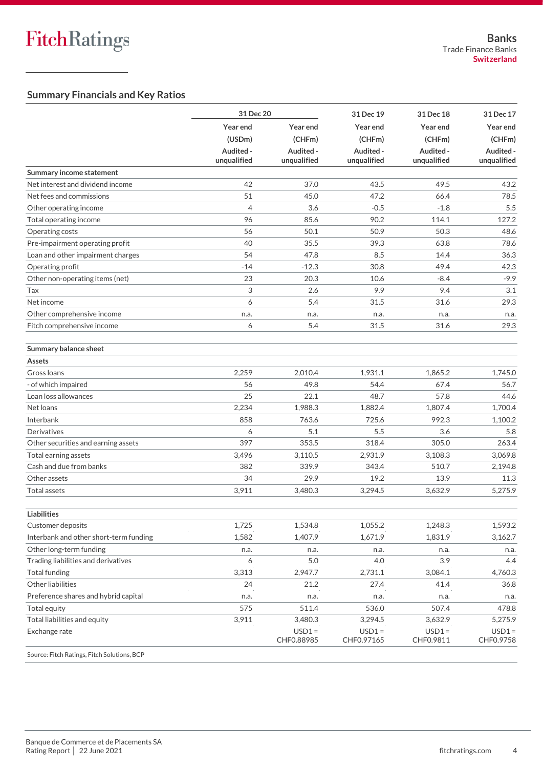## Summary Financials and Key Ratios

| | 31 Dec 20 | | 31 Dec 19 | 31 Dec 18 | 31 Dec 17 |
|---|---|---|---|---|---|
| | Year end | Year end | Year end | Year end | Year end |
| | (USDm) | (CHFm) | (CHFm) | (CHFm) | (CHFm) |
| | Audited - unqualified | Audited - unqualified | Audited - unqualified | Audited - unqualified | Audited - unqualified |
| **Summary income statement** | | | | | |
| Net interest and dividend income | 42 | 37.0 | 43.5 | 49.5 | 43.2 |
| Net fees and commissions | 51 | 45.0 | 47.2 | 66.4 | 78.5 |
| Other operating income | 4 | 3.6 | -0.5 | -1.8 | 5.5 |
| Total operating income | 96 | 85.6 | 90.2 | 114.1 | 127.2 |
| Operating costs | 56 | 50.1 | 50.9 | 50.3 | 48.6 |
| Pre-impairment operating profit | 40 | 35.5 | 39.3 | 63.8 | 78.6 |
| Loan and other impairment charges | 54 | 47.8 | 8.5 | 14.4 | 36.3 |
| Operating profit | -14 | -12.3 | 30.8 | 49.4 | 42.3 |
| Other non-operating items (net) | 23 | 20.3 | 10.6 | -8.4 | -9.9 |
| Tax | 3 | 2.6 | 9.9 | 9.4 | 3.1 |
| Net income | 6 | 5.4 | 31.5 | 31.6 | 29.3 |
| Other comprehensive income | n.a. | n.a. | n.a. | n.a. | n.a. |
| Fitch comprehensive income | 6 | 5.4 | 31.5 | 31.6 | 29.3 |
| | | | | | |
| **Summary balance sheet** | | | | | |
| **Assets** | | | | | |
| Gross loans | 2,259 | 2,010.4 | 1,931.1 | 1,865.2 | 1,745.0 |
| - of which impaired | 56 | 49.8 | 54.4 | 67.4 | 56.7 |
| Loan loss allowances | 25 | 22.1 | 48.7 | 57.8 | 44.6 |
| Net loans | 2,234 | 1,988.3 | 1,882.4 | 1,807.4 | 1,700.4 |
| Interbank | 858 | 763.6 | 725.6 | 992.3 | 1,100.2 |
| Derivatives | 6 | 5.1 | 5.5 | 3.6 | 5.8 |
| Other securities and earning assets | 397 | 353.5 | 318.4 | 305.0 | 263.4 |
| Total earning assets | 3,496 | 3,110.5 | 2,931.9 | 3,108.3 | 3,069.8 |
| Cash and due from banks | 382 | 339.9 | 343.4 | 510.7 | 2,194.8 |
| Other assets | 34 | 29.9 | 19.2 | 13.9 | 11.3 |
| Total assets | 3,911 | 3,480.3 | 3,294.5 | 3,632.9 | 5,275.9 |
| | | | | | |
| **Liabilities** | | | | | |
| Customer deposits | 1,725 | 1,534.8 | 1,055.2 | 1,248.3 | 1,593.2 |
| Interbank and other short-term funding | 1,582 | 1,407.9 | 1,671.9 | 1,831.9 | 3,162.7 |
| Other long-term funding | n.a. | n.a. | n.a. | n.a. | n.a. |
| Trading liabilities and derivatives | 6 | 5.0 | 4.0 | 3.9 | 4.4 |
| Total funding | 3,313 | 2,947.7 | 2,731.1 | 3,084.1 | 4,760.3 |
| Other liabilities | 24 | 21.2 | 27.4 | 41.4 | 36.8 |
| Preference shares and hybrid capital | n.a. | n.a. | n.a. | n.a. | n.a. |
| Total equity | 575 | 511.4 | 536.0 | 507.4 | 478.8 |
| Total liabilities and equity | 3,911 | 3,480.3 | 3,294.5 | 3,632.9 | 5,275.9 |
| Exchange rate | | USD1 = CHF0.88985 | USD1 = CHF0.97165 | USD1 = CHF0.9811 | USD1 = CHF0.9758 |

Source: Fitch Ratings, Fitch Solutions, BCP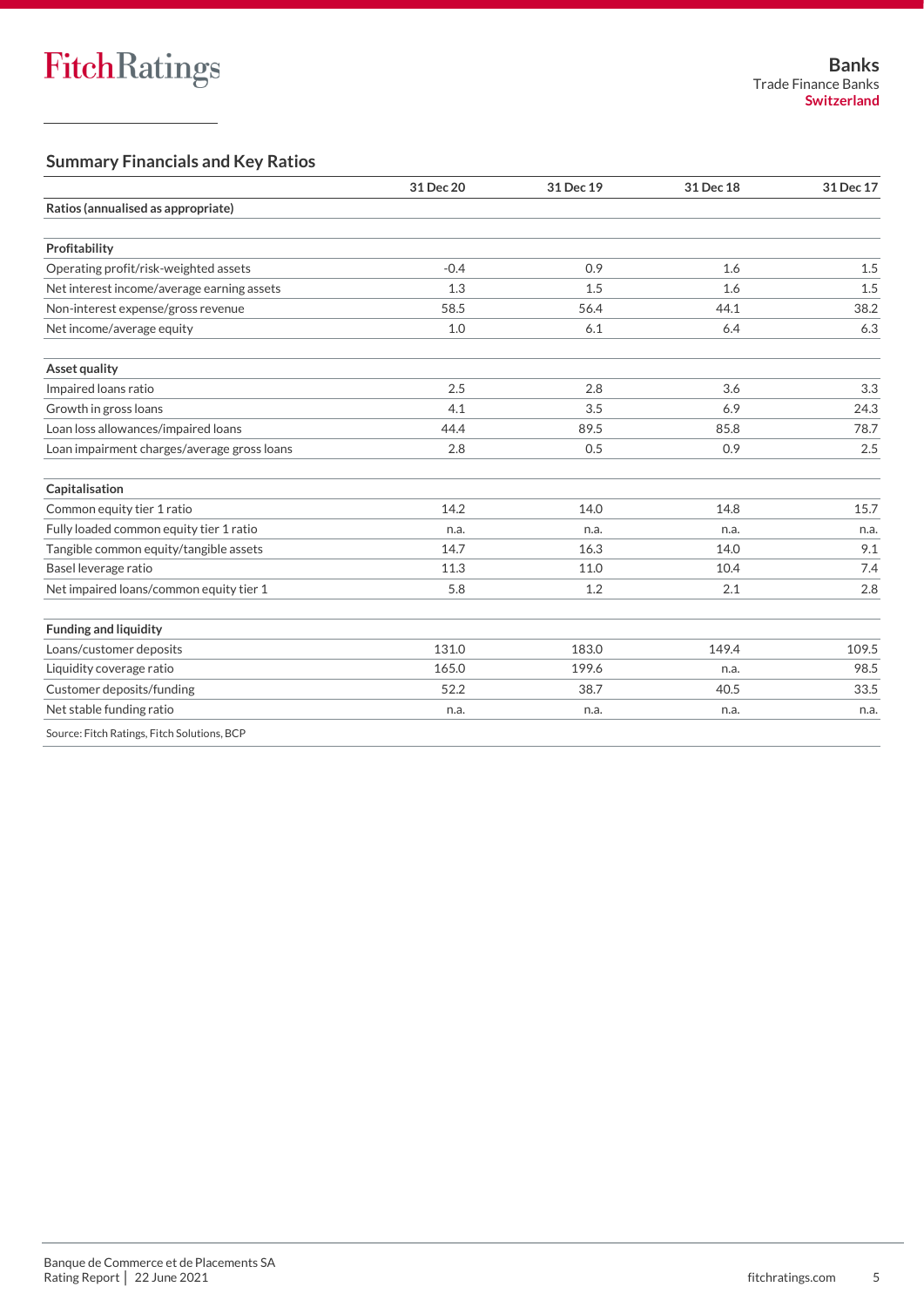## Summary Financials and Key Ratios

| | 31 Dec 20 | 31 Dec 19 | 31 Dec 18 | 31 Dec 17 |
|---|---|---|---|---|
| **Ratios (annualised as appropriate)** | | | | |
| **Profitability** | | | | |
| Operating profit/risk-weighted assets | -0.4 | 0.9 | 1.6 | 1.5 |
| Net interest income/average earning assets | 1.3 | 1.5 | 1.6 | 1.5 |
| Non-interest expense/gross revenue | 58.5 | 56.4 | 44.1 | 38.2 |
| Net income/average equity | 1.0 | 6.1 | 6.4 | 6.3 |
| **Asset quality** | | | | |
| Impaired loans ratio | 2.5 | 2.8 | 3.6 | 3.3 |
| Growth in gross loans | 4.1 | 3.5 | 6.9 | 24.3 |
| Loan loss allowances/impaired loans | 44.4 | 89.5 | 85.8 | 78.7 |
| Loan impairment charges/average gross loans | 2.8 | 0.5 | 0.9 | 2.5 |
| **Capitalisation** | | | | |
| Common equity tier 1 ratio | 14.2 | 14.0 | 14.8 | 15.7 |
| Fully loaded common equity tier 1 ratio | n.a. | n.a. | n.a. | n.a. |
| Tangible common equity/tangible assets | 14.7 | 16.3 | 14.0 | 9.1 |
| Basel leverage ratio | 11.3 | 11.0 | 10.4 | 7.4 |
| Net impaired loans/common equity tier 1 | 5.8 | 1.2 | 2.1 | 2.8 |
| **Funding and liquidity** | | | | |
| Loans/customer deposits | 131.0 | 183.0 | 149.4 | 109.5 |
| Liquidity coverage ratio | 165.0 | 199.6 | n.a. | 98.5 |
| Customer deposits/funding | 52.2 | 38.7 | 40.5 | 33.5 |
| Net stable funding ratio | n.a. | n.a. | n.a. | n.a. |

Source: Fitch Ratings, Fitch Solutions, BCP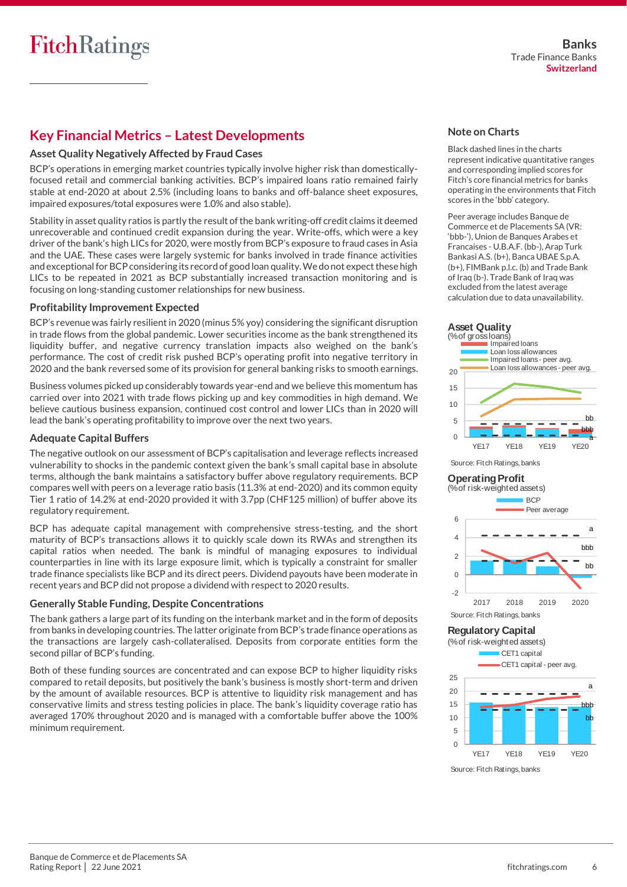## Key Financial Metrics – Latest Developments

### Asset Quality Negatively Affected by Fraud Cases

BCP's operations in emerging market countries typically involve higher risk than domestically-focused retail and commercial banking activities. BCP's impaired loans ratio remained fairly stable at end-2020 at about 2.5% (including loans to banks and off-balance sheet exposures, impaired exposures/total exposures were 1.0% and also stable).

Stability in asset quality ratios is partly the result of the bank writing-off credit claims it deemed unrecoverable and continued credit expansion during the year. Write-offs, which were a key driver of the bank's high LICs for 2020, were mostly from BCP's exposure to fraud cases in Asia and the UAE. These cases were largely systemic for banks involved in trade finance activities and exceptional for BCP considering its record of good loan quality. We do not expect these high LICs to be repeated in 2021 as BCP substantially increased transaction monitoring and is focusing on long-standing customer relationships for new business.

### Profitability Improvement Expected

BCP's revenue was fairly resilient in 2020 (minus 5% yoy) considering the significant disruption in trade flows from the global pandemic. Lower securities income as the bank strengthened its liquidity buffer, and negative currency translation impacts also weighed on the bank's performance. The cost of credit risk pushed BCP's operating profit into negative territory in 2020 and the bank reversed some of its provision for general banking risks to smooth earnings.

Business volumes picked up considerably towards year-end and we believe this momentum has carried over into 2021 with trade flows picking up and key commodities in high demand. We believe cautious business expansion, continued cost control and lower LICs than in 2020 will lead the bank's operating profitability to improve over the next two years.

### Adequate Capital Buffers

The negative outlook on our assessment of BCP's capitalisation and leverage reflects increased vulnerability to shocks in the pandemic context given the bank's small capital base in absolute terms, although the bank maintains a satisfactory buffer above regulatory requirements. BCP compares well with peers on a leverage ratio basis (11.3% at end-2020) and its common equity Tier 1 ratio of 14.2% at end-2020 provided it with 3.7pp (CHF125 million) of buffer above its regulatory requirement.

BCP has adequate capital management with comprehensive stress-testing, and the short maturity of BCP's transactions allows it to quickly scale down its RWAs and strengthen its capital ratios when needed. The bank is mindful of managing exposures to individual counterparties in line with its large exposure limit, which is typically a constraint for smaller trade finance specialists like BCP and its direct peers. Dividend payouts have been moderate in recent years and BCP did not propose a dividend with respect to 2020 results.

### Generally Stable Funding, Despite Concentrations

The bank gathers a large part of its funding on the interbank market and in the form of deposits from banks in developing countries. The latter originate from BCP's trade finance operations as the transactions are largely cash-collateralised. Deposits from corporate entities form the second pillar of BCP's funding.

Both of these funding sources are concentrated and can expose BCP to higher liquidity risks compared to retail deposits, but positively the bank's business is mostly short-term and driven by the amount of available resources. BCP is attentive to liquidity risk management and has conservative limits and stress testing policies in place. The bank's liquidity coverage ratio has averaged 170% throughout 2020 and is managed with a comfortable buffer above the 100% minimum requirement.

### Note on Charts

Black dashed lines in the charts represent indicative quantitative ranges and corresponding implied scores for Fitch's core financial metrics for banks operating in the environments that Fitch scores in the 'bbb' category.

Peer average includes Banque de Commerce et de Placements SA (VR: 'bbb-'), Union de Banques Arabes et Francaises - U.B.A.F. (bb-), Arap Turk Bankasi A.S. (b+), Banca UBAE S.p.A. (b+), FIMBank p.l.c. (b) and Trade Bank of Iraq (b-). Trade Bank of Iraq was excluded from the latest average calculation due to data unavailability.

**Asset Quality**
(% of gross loans)

Legend: Impaired loans; Loan loss allowances; Impaired loans - peer avg.; Loan loss allowances - peer avg.

Source: Fitch Ratings, banks

**Operating Profit**
(% of risk-weighted assets)

Legend: BCP; Peer average

Source: Fitch Ratings, banks

**Regulatory Capital**
(% of risk-weighted assets)

Legend: CET1 capital; CET1 capital - peer avg.

Source: Fitch Ratings, banks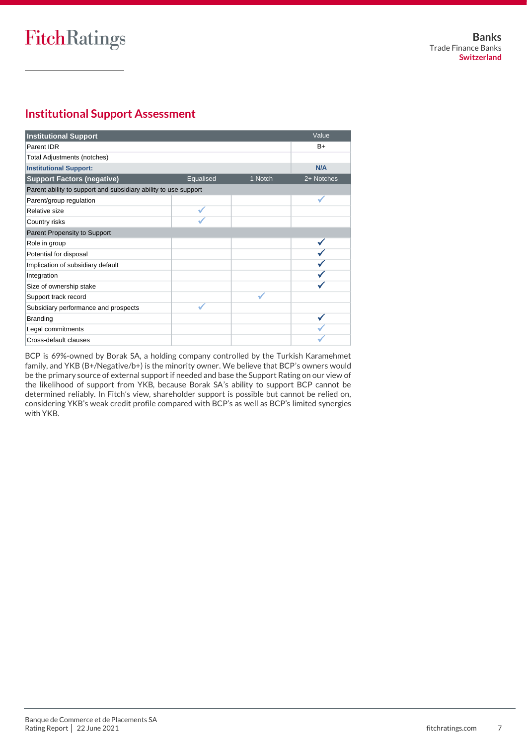## Institutional Support Assessment

| Institutional Support | | | Value |
|---|---|---|---|
| Parent IDR | | | B+ |
| Total Adjustments (notches) | | | |
| **Institutional Support:** | | | **N/A** |
| **Support Factors (negative)** | Equalised | 1 Notch | 2+ Notches |
| Parent ability to support and subsidiary ability to use support | | | |
| Parent/group regulation | | | ✓ |
| Relative size | ✓ | | |
| Country risks | ✓ | | |
| Parent Propensity to Support | | | |
| Role in group | | | ✓ |
| Potential for disposal | | | ✓ |
| Implication of subsidiary default | | | ✓ |
| Integration | | | ✓ |
| Size of ownership stake | | | ✓ |
| Support track record | | ✓ | |
| Subsidiary performance and prospects | ✓ | | |
| Branding | | | ✓ |
| Legal commitments | | | ✓ |
| Cross-default clauses | | | ✓ |

BCP is 69%-owned by Borak SA, a holding company controlled by the Turkish Karamehmet family, and YKB (B+/Negative/b+) is the minority owner. We believe that BCP's owners would be the primary source of external support if needed and base the Support Rating on our view of the likelihood of support from YKB, because Borak SA's ability to support BCP cannot be determined reliably. In Fitch's view, shareholder support is possible but cannot be relied on, considering YKB's weak credit profile compared with BCP's as well as BCP's limited synergies with YKB.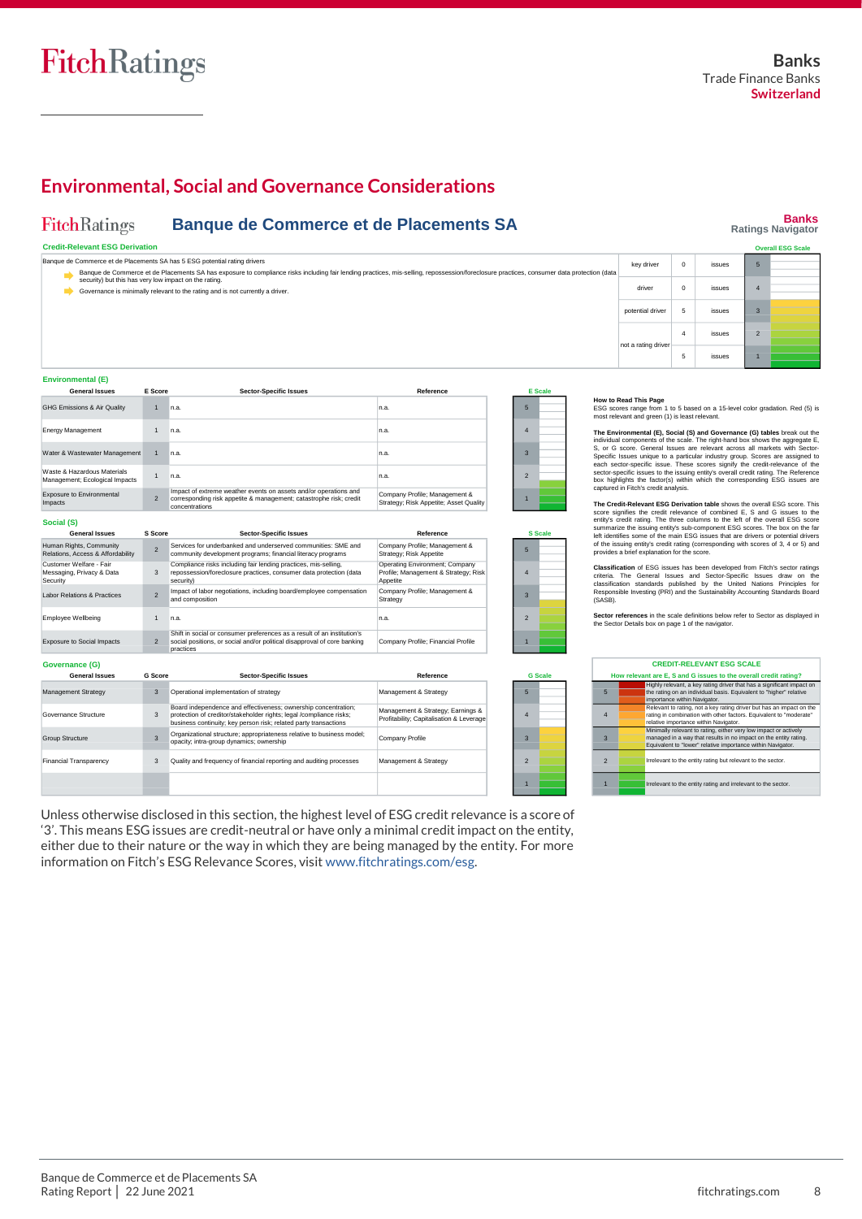# Environmental, Social and Governance Considerations

## Banque de Commerce et de Placements SA

**Banks**
Ratings Navigator

### Credit-Relevant ESG Derivation

Banque de Commerce et de Placements SA has 5 ESG potential rating drivers

- Banque de Commerce et de Placements SA has exposure to compliance risks including fair lending practices, mis-selling, repossession/foreclosure practices, consumer data protection (data security) but this has very low impact on the rating.
- Governance is minimally relevant to the rating and is not currently a driver.

| | | | Overall ESG Scale |
|---|---|---|---|
| key driver | 0 | issues | 5 |
| driver | 0 | issues | 4 |
| potential driver | 5 | issues | 3 |
| not a rating driver | 4 | issues | 2 |
| | 5 | issues | 1 |

### Environmental (E)

| General Issues | E Score | Sector-Specific Issues | Reference |
|---|---|---|---|
| GHG Emissions & Air Quality | 1 | n.a. | n.a. |
| Energy Management | 1 | n.a. | n.a. |
| Water & Wastewater Management | 1 | n.a. | n.a. |
| Waste & Hazardous Materials Management; Ecological Impacts | 1 | n.a. | n.a. |
| Exposure to Environmental Impacts | 2 | Impact of extreme weather events on assets and/or operations and corresponding risk appetite & management; catastrophe risk; credit concentrations | Company Profile; Management & Strategy; Risk Appetite; Asset Quality |

### Social (S)

| General Issues | S Score | Sector-Specific Issues | Reference |
|---|---|---|---|
| Human Rights, Community Relations, Access & Affordability | 2 | Services for underbanked and underserved communities: SME and community development programs; financial literacy programs | Company Profile; Management & Strategy; Risk Appetite |
| Customer Welfare - Fair Messaging, Privacy & Data Security | 3 | Compliance risks including fair lending practices, mis-selling, repossession/foreclosure practices, consumer data protection (data security) | Operating Environment; Company Profile; Management & Strategy; Risk Appetite |
| Labor Relations & Practices | 2 | Impact of labor negotiations, including board/employee compensation and composition | Company Profile; Management & Strategy |
| Employee Wellbeing | 1 | n.a. | n.a. |
| Exposure to Social Impacts | 2 | Shift in social or consumer preferences as a result of an institution's social positions, or social and/or political disapproval of core banking practices | Company Profile; Financial Profile |

### Governance (G)

| General Issues | G Score | Sector-Specific Issues | Reference |
|---|---|---|---|
| Management Strategy | 3 | Operational implementation of strategy | Management & Strategy |
| Governance Structure | 3 | Board independence and effectiveness; ownership concentration; protection of creditor/stakeholder rights; legal /compliance risks; business continuity; key person risk; related party transactions | Management & Strategy; Earnings & Profitability; Capitalisation & Leverage |
| Group Structure | 3 | Organizational structure; appropriateness relative to business model; opacity; intra-group dynamics; ownership | Company Profile |
| Financial Transparency | 3 | Quality and frequency of financial reporting and auditing processes | Management & Strategy |

**How to Read This Page**
ESG scores range from 1 to 5 based on a 15-level color gradation. Red (5) is most relevant and green (1) is least relevant.

**The Environmental (E), Social (S) and Governance (G) tables** break out the individual components of the scale. The right-hand box shows the aggregate E, S, or G score. General Issues are relevant across all markets with Sector-Specific Issues unique to a particular industry group. Scores are assigned to each sector-specific issue. These scores signify the credit-relevance of the sector-specific issues to the issuing entity's overall credit rating. The Reference box highlights the factor(s) within which the corresponding ESG issues are captured in Fitch's credit analysis.

**The Credit-Relevant ESG Derivation table** shows the overall ESG score. This score signifies the credit relevance of combined E, S and G issues to the entity's credit rating. The three columns to the left of the overall ESG score summarize the issuing entity's sub-component ESG scores. The box on the far left identifies some of the main ESG issues that are drivers or potential drivers of the issuing entity's credit rating (corresponding with scores of 3, 4 or 5) and provides a brief explanation for the score.

**Classification** of ESG issues has been developed from Fitch's sector ratings criteria. The General Issues and Sector-Specific Issues draw on the classification standards published by the United Nations Principles for Responsible Investing (PRI) and the Sustainability Accounting Standards Board (SASB).

**Sector references** in the scale definitions below refer to Sector as displayed in the Sector Details box on page 1 of the navigator.

**CREDIT-RELEVANT ESG SCALE**
How relevant are E, S and G issues to the overall credit rating?

| Score | Description |
|---|---|
| 5 | Highly relevant, a key rating driver that has a significant impact on the rating on an individual basis. Equivalent to "higher" relative importance within Navigator. |
| 4 | Relevant to rating, not a key rating driver but has an impact on the rating in combination with other factors. Equivalent to "moderate" relative importance within Navigator. |
| 3 | Minimally relevant to rating, either very low impact or actively managed in a way that results in no impact on the entity rating. Equivalent to "lower" relative importance within Navigator. |
| 2 | Irrelevant to the entity rating but relevant to the sector. |
| 1 | Irrelevant to the entity rating and irrelevant to the sector. |

Unless otherwise disclosed in this section, the highest level of ESG credit relevance is a score of '3'. This means ESG issues are credit-neutral or have only a minimal credit impact on the entity, either due to their nature or the way in which they are being managed by the entity. For more information on Fitch's ESG Relevance Scores, visit www.fitchratings.com/esg.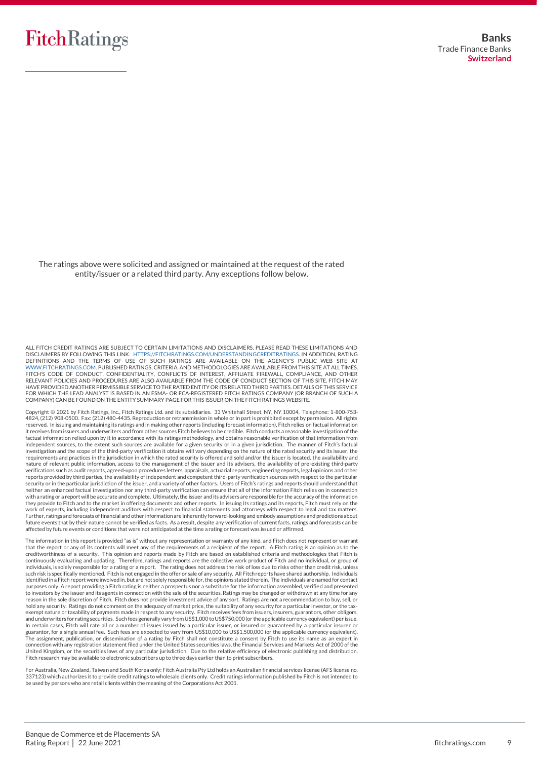The ratings above were solicited and assigned or maintained at the request of the rated entity/issuer or a related third party. Any exceptions follow below.

ALL FITCH CREDIT RATINGS ARE SUBJECT TO CERTAIN LIMITATIONS AND DISCLAIMERS. PLEASE READ THESE LIMITATIONS AND DISCLAIMERS BY FOLLOWING THIS LINK: HTTPS://FITCHRATINGS.COM/UNDERSTANDINGCREDITRATINGS. IN ADDITION, RATING DEFINITIONS AND THE TERMS OF USE OF SUCH RATINGS ARE AVAILABLE ON THE AGENCY'S PUBLIC WEB SITE AT WWW.FITCHRATINGS.COM. PUBLISHED RATINGS, CRITERIA, AND METHODOLOGIES ARE AVAILABLE FROM THIS SITE AT ALL TIMES. FITCH'S CODE OF CONDUCT, CONFIDENTIALITY, CONFLICTS OF INTEREST, AFFILIATE FIREWALL, COMPLIANCE, AND OTHER RELEVANT POLICIES AND PROCEDURES ARE ALSO AVAILABLE FROM THE CODE OF CONDUCT SECTION OF THIS SITE. FITCH MAY HAVE PROVIDED ANOTHER PERMISSIBLE SERVICE TO THE RATED ENTITY OR ITS RELATED THIRD PARTIES. DETAILS OF THIS SERVICE FOR WHICH THE LEAD ANALYST IS BASED IN AN ESMA- OR FCA-REGISTERED FITCH RATINGS COMPANY (OR BRANCH OF SUCH A COMPANY) CAN BE FOUND ON THE ENTITY SUMMARY PAGE FOR THIS ISSUER ON THE FITCH RATINGS WEBSITE.

Copyright © 2021 by Fitch Ratings, Inc., Fitch Ratings Ltd. and its subsidiaries. 33 Whitehall Street, NY, NY 10004. Telephone: 1-800-753-4824, (212) 908-0500. Fax: (212) 480-4435. Reproduction or retransmission in whole or in part is prohibited except by permission. All rights reserved. In issuing and maintaining its ratings and in making other reports (including forecast information), Fitch relies on factual information it receives from issuers and underwriters and from other sources Fitch believes to be credible. Fitch conducts a reasonable investigation of the factual information relied upon by it in accordance with its ratings methodology, and obtains reasonable verification of that information from independent sources, to the extent such sources are available for a given security or in a given jurisdiction. The manner of Fitch's factual investigation and the scope of the third-party verification it obtains will vary depending on the nature of the rated security and its issuer, the requirements and practices in the jurisdiction in which the rated security is offered and sold and/or the issuer is located, the availability and nature of relevant public information, access to the management of the issuer and its advisers, the availability of pre-existing third-party verifications such as audit reports, agreed-upon procedures letters, appraisals, actuarial reports, engineering reports, legal opinions and other reports provided by third parties, the availability of independent and competent third-party verification sources with respect to the particular security or in the particular jurisdiction of the issuer, and a variety of other factors. Users of Fitch's ratings and reports should understand that neither an enhanced factual investigation nor any third-party verification can ensure that all of the information Fitch relies on in connection with a rating or a report will be accurate and complete. Ultimately, the issuer and its advisers are responsible for the accuracy of the information they provide to Fitch and to the market in offering documents and other reports. In issuing its ratings and its reports, Fitch must rely on the work of experts, including independent auditors with respect to financial statements and attorneys with respect to legal and tax matters. Further, ratings and forecasts of financial and other information are inherently forward-looking and embody assumptions and predictions about future events that by their nature cannot be verified as facts. As a result, despite any verification of current facts, ratings and forecasts can be affected by future events or conditions that were not anticipated at the time a rating or forecast was issued or affirmed.

The information in this report is provided "as is" without any representation or warranty of any kind, and Fitch does not represent or warrant that the report or any of its contents will meet any of the requirements of a recipient of the report. A Fitch rating is an opinion as to the creditworthiness of a security. This opinion and reports made by Fitch are based on established criteria and methodologies that Fitch is continuously evaluating and updating. Therefore, ratings and reports are the collective work product of Fitch and no individual, or group of individuals, is solely responsible for a rating or a report. The rating does not address the risk of loss due to risks other than credit risk, unless such risk is specifically mentioned. Fitch is not engaged in the offer or sale of any security. All Fitch reports have shared authorship. Individuals identified in a Fitch report were involved in, but are not solely responsible for, the opinions stated therein. The individuals are named for contact purposes only. A report providing a Fitch rating is neither a prospectus nor a substitute for the information assembled, verified and presented to investors by the issuer and its agents in connection with the sale of the securities. Ratings may be changed or withdrawn at any time for any reason in the sole discretion of Fitch. Fitch does not provide investment advice of any sort. Ratings are not a recommendation to buy, sell, or hold any security. Ratings do not comment on the adequacy of market price, the suitability of any security for a particular investor, or the tax-exempt nature or taxability of payments made in respect to any security. Fitch receives fees from issuers, insurers, guarantors, other obligors, and underwriters for rating securities. Such fees generally vary from US$1,000 to US$750,000 (or the applicable currency equivalent) per issue. In certain cases, Fitch will rate all or a number of issues issued by a particular issuer, or insured or guaranteed by a particular insurer or guarantor, for a single annual fee. Such fees are expected to vary from US$10,000 to US$1,500,000 (or the applicable currency equivalent). The assignment, publication, or dissemination of a rating by Fitch shall not constitute a consent by Fitch to use its name as an expert in connection with any registration statement filed under the United States securities laws, the Financial Services and Markets Act of 2000 of the United Kingdom, or the securities laws of any particular jurisdiction. Due to the relative efficiency of electronic publishing and distribution, Fitch research may be available to electronic subscribers up to three days earlier than to print subscribers.

For Australia, New Zealand, Taiwan and South Korea only: Fitch Australia Pty Ltd holds an Australian financial services license (AFS license no. 337123) which authorizes it to provide credit ratings to wholesale clients only. Credit ratings information published by Fitch is not intended to be used by persons who are retail clients within the meaning of the Corporations Act 2001.